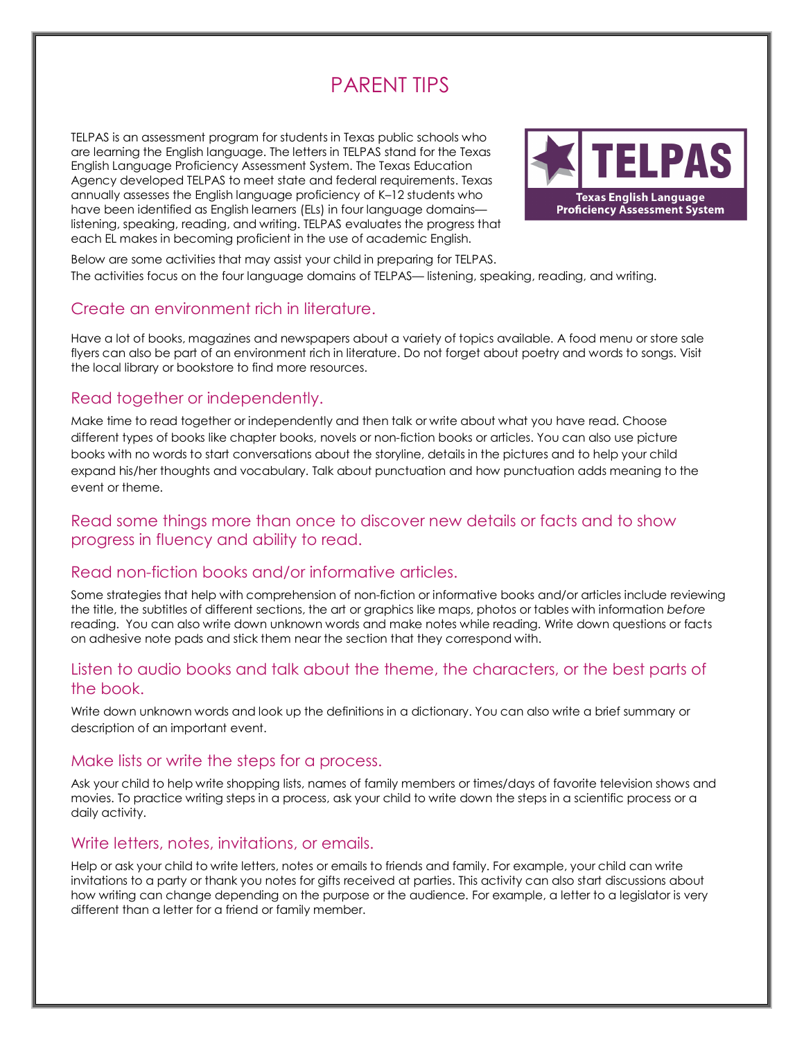# PARENT TIPS

TELPAS is an assessment program for students in Texas public schools who are learning the English language. The letters in TELPAS stand for the Texas English Language Proficiency Assessment System. The Texas Education Agency developed TELPAS to meet state and federal requirements. Texas annually assesses the English language proficiency of K–12 students who have been identified as English learners (ELs) in four language domains—listening, speaking, reading, and writing. TELPAS evaluates the progress that each EL makes in becoming proficient in the use of academic English.

Below are some activities that may assist your child in preparing for TELPAS.
The activities focus on the four language domains of TELPAS— listening, speaking, reading, and writing.

## Create an environment rich in literature.

Have a lot of books, magazines and newspapers about a variety of topics available. A food menu or store sale flyers can also be part of an environment rich in literature. Do not forget about poetry and words to songs. Visit the local library or bookstore to find more resources.

## Read together or independently.

Make time to read together or independently and then talk or write about what you have read. Choose different types of books like chapter books, novels or non-fiction books or articles. You can also use picture books with no words to start conversations about the storyline, details in the pictures and to help your child expand his/her thoughts and vocabulary. Talk about punctuation and how punctuation adds meaning to the event or theme.

## Read some things more than once to discover new details or facts and to show progress in fluency and ability to read.

## Read non-fiction books and/or informative articles.

Some strategies that help with comprehension of non-fiction or informative books and/or articles include reviewing the title, the subtitles of different sections, the art or graphics like maps, photos or tables with information *before* reading. You can also write down unknown words and make notes while reading. Write down questions or facts on adhesive note pads and stick them near the section that they correspond with.

## Listen to audio books and talk about the theme, the characters, or the best parts of the book.

Write down unknown words and look up the definitions in a dictionary. You can also write a brief summary or description of an important event.

## Make lists or write the steps for a process.

Ask your child to help write shopping lists, names of family members or times/days of favorite television shows and movies. To practice writing steps in a process, ask your child to write down the steps in a scientific process or a daily activity.

## Write letters, notes, invitations, or emails.

Help or ask your child to write letters, notes or emails to friends and family. For example, your child can write invitations to a party or thank you notes for gifts received at parties. This activity can also start discussions about how writing can change depending on the purpose or the audience. For example, a letter to a legislator is very different than a letter for a friend or family member.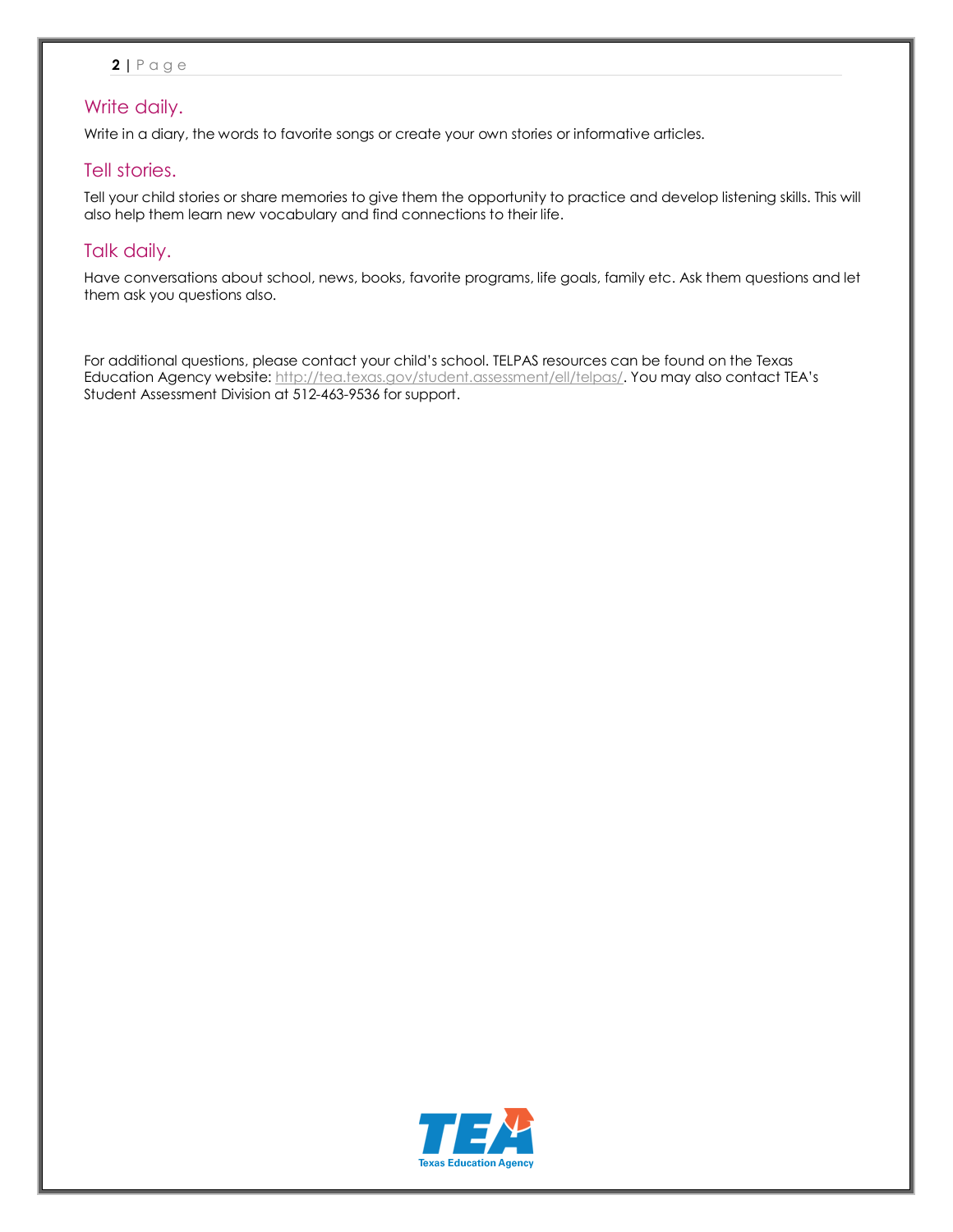## Write daily.

Write in a diary, the words to favorite songs or create your own stories or informative articles.

## Tell stories.

Tell your child stories or share memories to give them the opportunity to practice and develop listening skills. This will also help them learn new vocabulary and find connections to their life.

## Talk daily.

Have conversations about school, news, books, favorite programs, life goals, family etc. Ask them questions and let them ask you questions also.

For additional questions, please contact your child's school. TELPAS resources can be found on the Texas Education Agency website: http://tea.texas.gov/student.assessment/ell/telpas/. You may also contact TEA's Student Assessment Division at 512-463-9536 for support.

TEA
Texas Education Agency